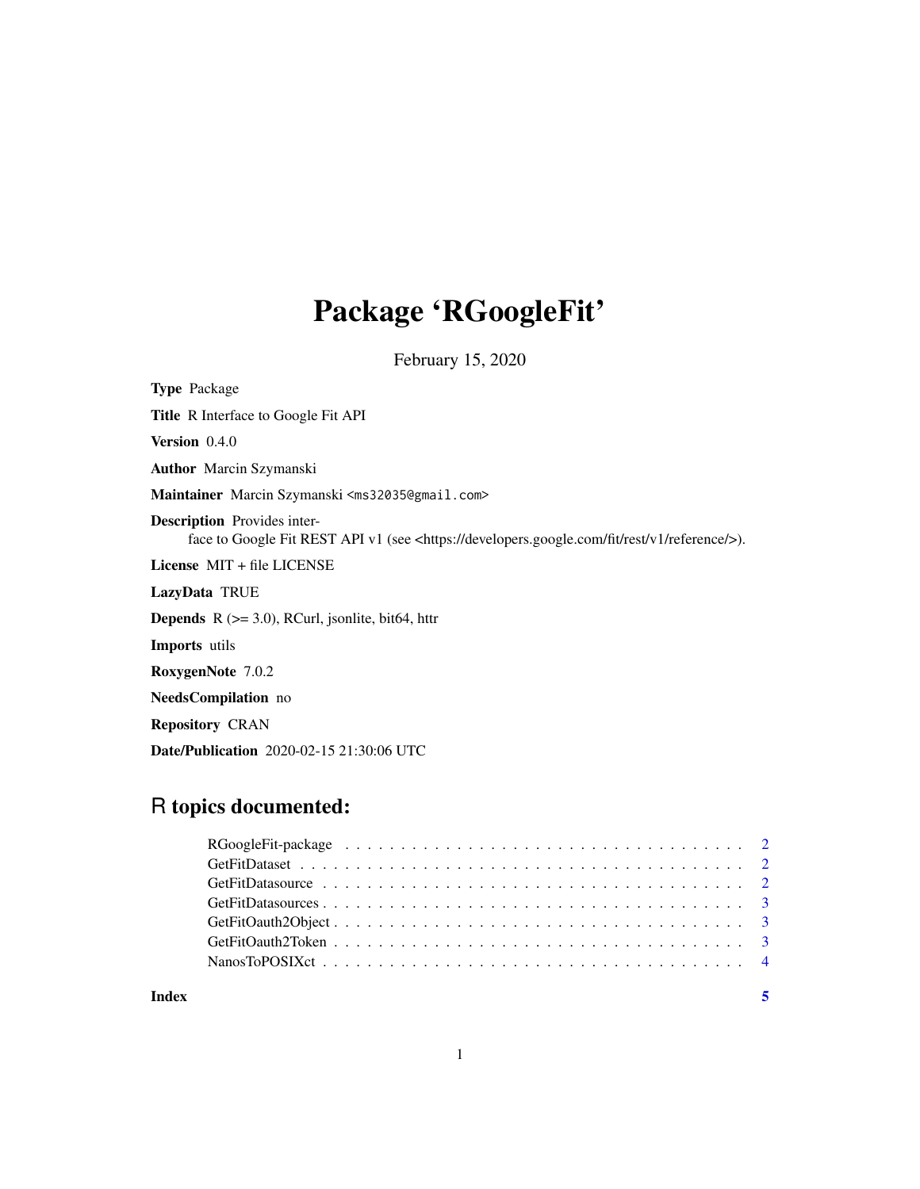# Package 'RGoogleFit'

February 15, 2020

**Type** Package

**Title** R Interface to Google Fit API

**Version** 0.4.0

**Author** Marcin Szymanski

**Maintainer** Marcin Szymanski <ms32035@gmail.com>

**Description** Provides interface to Google Fit REST API v1 (see <https://developers.google.com/fit/rest/v1/reference/>).

**License** MIT + file LICENSE

**LazyData** TRUE

**Depends** R (>= 3.0), RCurl, jsonlite, bit64, httr

**Imports** utils

**RoxygenNote** 7.0.2

**NeedsCompilation** no

**Repository** CRAN

**Date/Publication** 2020-02-15 21:30:06 UTC

## R topics documented:

| | |
|---|---|
| RGoogleFit-package | 2 |
| GetFitDataset | 2 |
| GetFitDatasource | 2 |
| GetFitDatasources | 3 |
| GetFitOauth2Object | 3 |
| GetFitOauth2Token | 3 |
| NanosToPOSIXct | 4 |
| **Index** | **5** |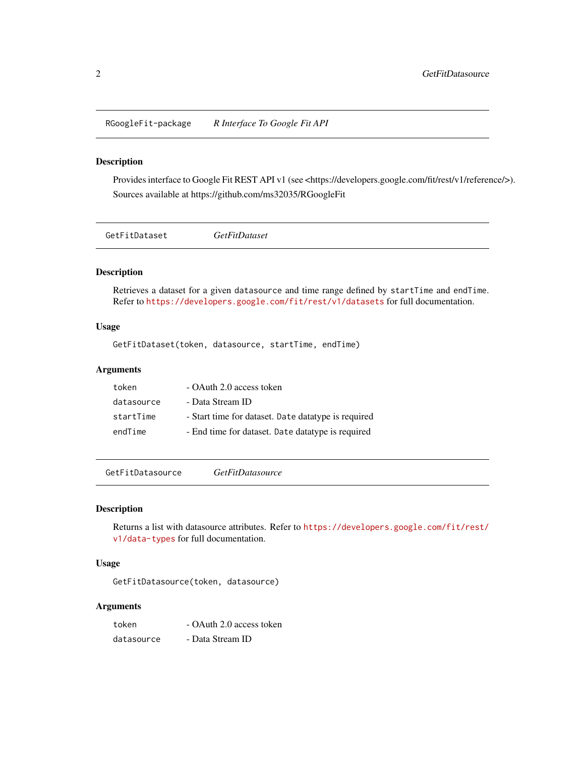## RGoogleFit-package — *R Interface To Google Fit API*

### Description

Provides interface to Google Fit REST API v1 (see <https://developers.google.com/fit/rest/v1/reference/>).

Sources available at https://github.com/ms32035/RGoogleFit

## GetFitDataset — *GetFitDataset*

### Description

Retrieves a dataset for a given `datasource` and time range defined by `startTime` and `endTime`. Refer to https://developers.google.com/fit/rest/v1/datasets for full documentation.

### Usage

```
GetFitDataset(token, datasource, startTime, endTime)
```

### Arguments

| | |
|---|---|
| `token` | - OAuth 2.0 access token |
| `datasource` | - Data Stream ID |
| `startTime` | - Start time for dataset. `Date` datatype is required |
| `endTime` | - End time for dataset. `Date` datatype is required |

## GetFitDatasource — *GetFitDatasource*

### Description

Returns a list with datasource attributes. Refer to https://developers.google.com/fit/rest/v1/data-types for full documentation.

### Usage

```
GetFitDatasource(token, datasource)
```

### Arguments

| | |
|---|---|
| `token` | - OAuth 2.0 access token |
| `datasource` | - Data Stream ID |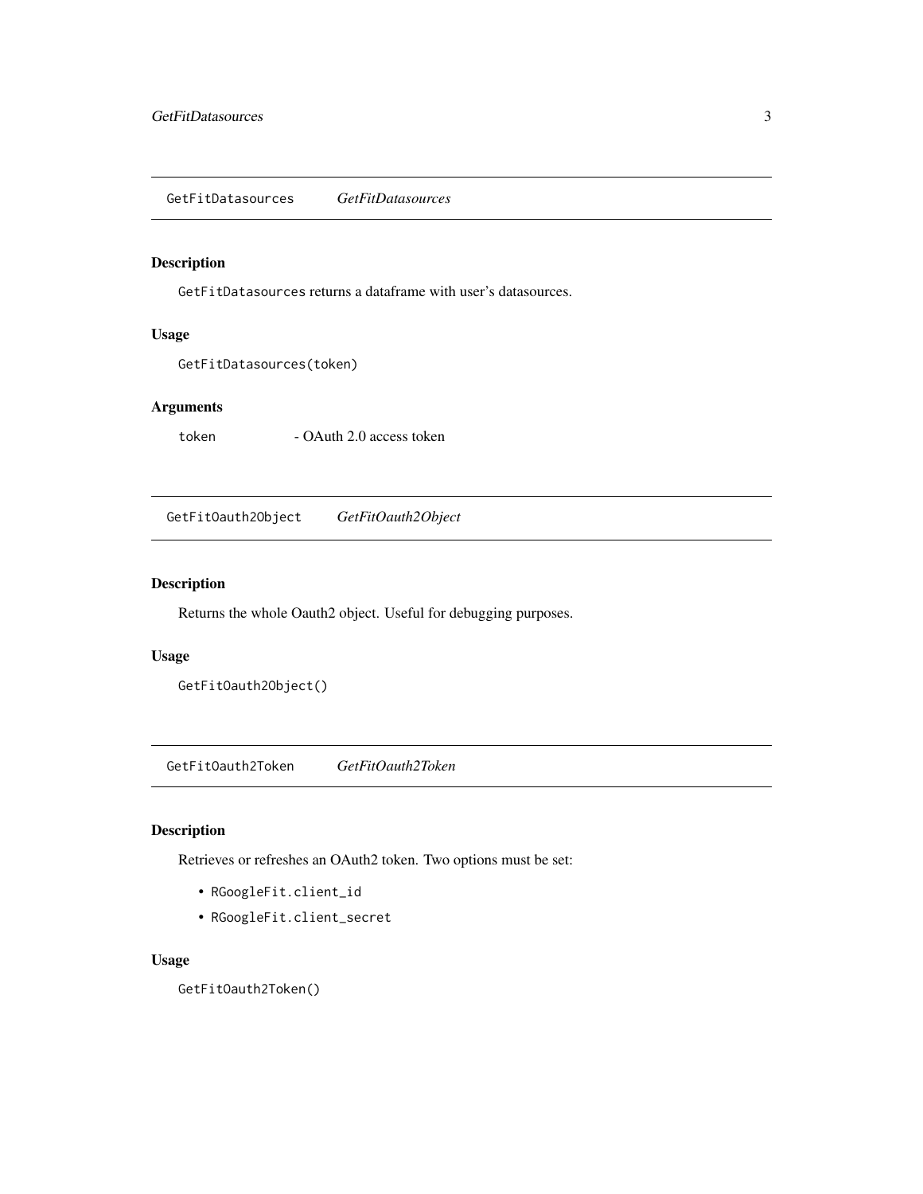## GetFitDatasources *GetFitDatasources*

### Description

`GetFitDatasources` returns a dataframe with user's datasources.

### Usage

```
GetFitDatasources(token)
```

### Arguments

| | |
|---|---|
| `token` | - OAuth 2.0 access token |

## GetFitOauth2Object *GetFitOauth2Object*

### Description

Returns the whole Oauth2 object. Useful for debugging purposes.

### Usage

```
GetFitOauth2Object()
```

## GetFitOauth2Token *GetFitOauth2Token*

### Description

Retrieves or refreshes an OAuth2 token. Two options must be set:

- `RGoogleFit.client_id`
- `RGoogleFit.client_secret`

### Usage

```
GetFitOauth2Token()
```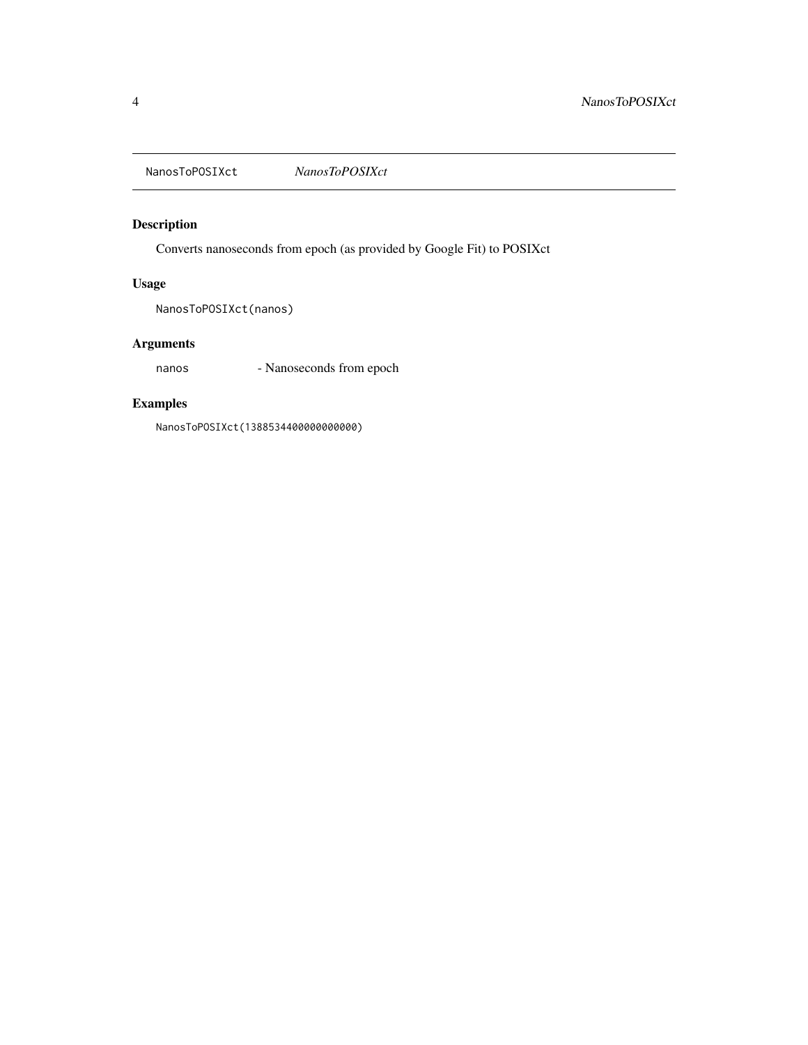NanosToPOSIXct *NanosToPOSIXct*

## Description

Converts nanoseconds from epoch (as provided by Google Fit) to POSIXct

## Usage

```
NanosToPOSIXct(nanos)
```

## Arguments

nanos - Nanoseconds from epoch

## Examples

```
NanosToPOSIXct(1388534400000000000)
```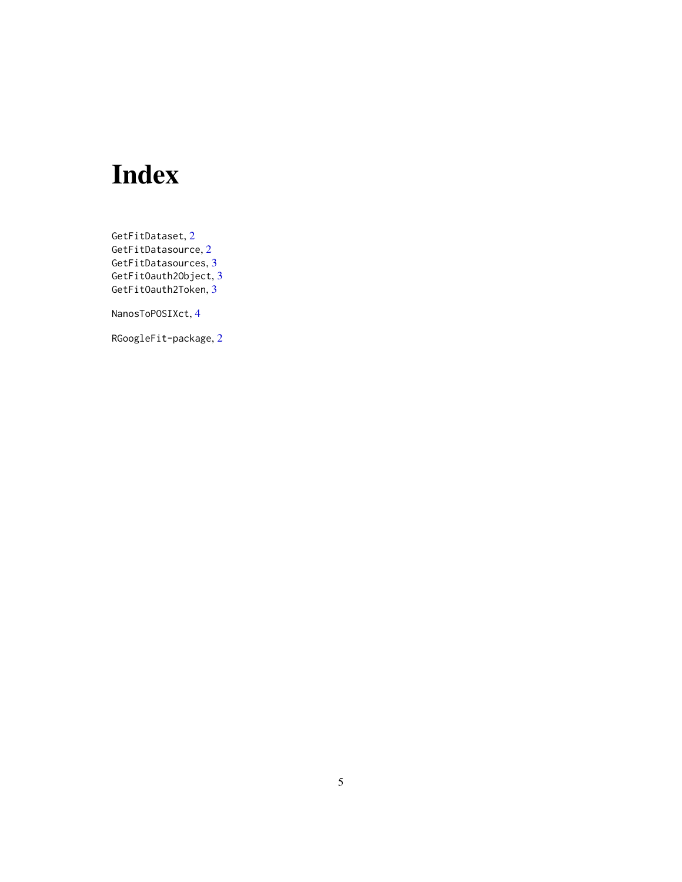# Index

GetFitDataset, 2
GetFitDatasource, 2
GetFitDatasources, 3
GetFitOauth2Object, 3
GetFitOauth2Token, 3

NanosToPOSIXct, 4

RGoogleFit-package, 2